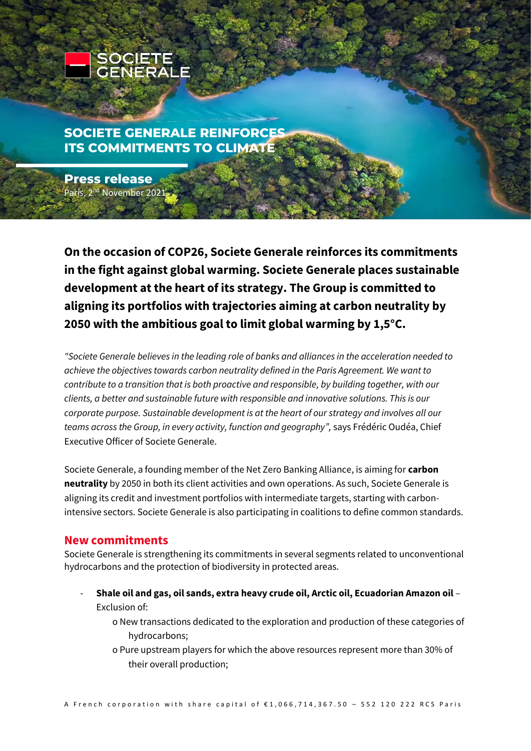SOCIETE GENERALE

# SOCIETE GENERALE REINFORCES ITS COMMITMENTS TO CLIMATE

**Press release**
Paris, 2nd November 2021

**On the occasion of COP26, Societe Generale reinforces its commitments in the fight against global warming. Societe Generale places sustainable development at the heart of its strategy. The Group is committed to aligning its portfolios with trajectories aiming at carbon neutrality by 2050 with the ambitious goal to limit global warming by 1,5°C.**

*"Societe Generale believes in the leading role of banks and alliances in the acceleration needed to achieve the objectives towards carbon neutrality defined in the Paris Agreement. We want to contribute to a transition that is both proactive and responsible, by building together, with our clients, a better and sustainable future with responsible and innovative solutions. This is our corporate purpose. Sustainable development is at the heart of our strategy and involves all our teams across the Group, in every activity, function and geography",* says Frédéric Oudéa, Chief Executive Officer of Societe Generale.

Societe Generale, a founding member of the Net Zero Banking Alliance, is aiming for **carbon neutrality** by 2050 in both its client activities and own operations. As such, Societe Generale is aligning its credit and investment portfolios with intermediate targets, starting with carbon-intensive sectors. Societe Generale is also participating in coalitions to define common standards.

## New commitments

Societe Generale is strengthening its commitments in several segments related to unconventional hydrocarbons and the protection of biodiversity in protected areas.

- **Shale oil and gas, oil sands, extra heavy crude oil, Arctic oil, Ecuadorian Amazon oil** – Exclusion of:
  - New transactions dedicated to the exploration and production of these categories of hydrocarbons;
  - Pure upstream players for which the above resources represent more than 30% of their overall production;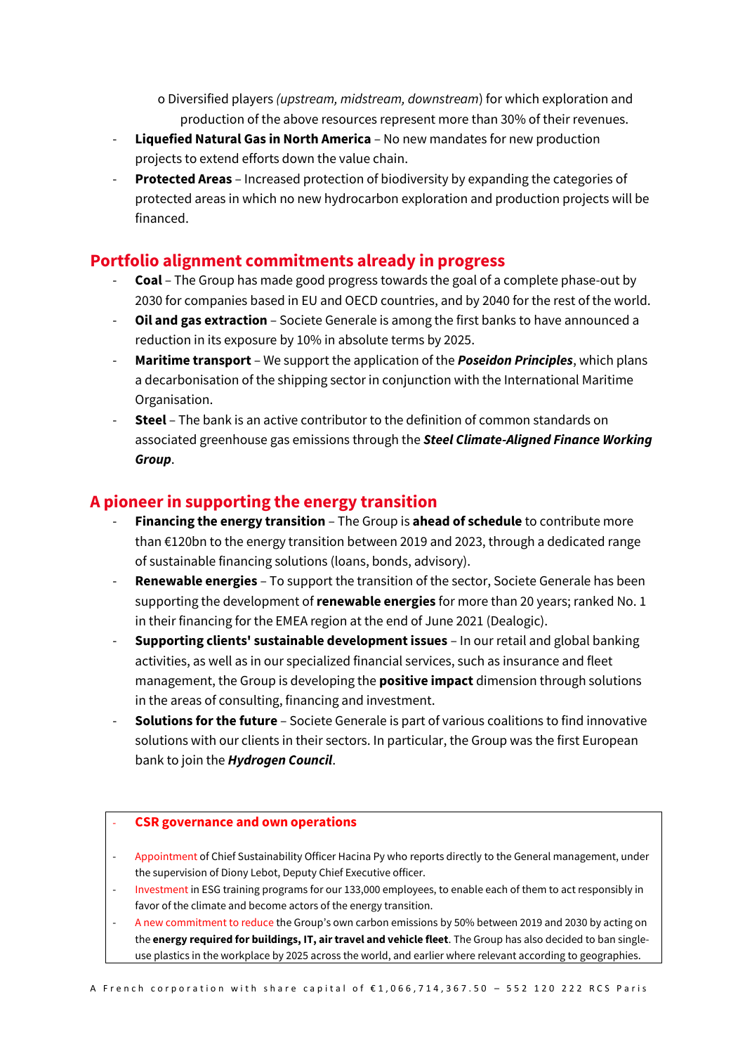- Diversified players *(upstream, midstream, downstream*) for which exploration and production of the above resources represent more than 30% of their revenues.

- **Liquefied Natural Gas in North America** – No new mandates for new production projects to extend efforts down the value chain.
- **Protected Areas** – Increased protection of biodiversity by expanding the categories of protected areas in which no new hydrocarbon exploration and production projects will be financed.

## Portfolio alignment commitments already in progress

- **Coal** – The Group has made good progress towards the goal of a complete phase-out by 2030 for companies based in EU and OECD countries, and by 2040 for the rest of the world.
- **Oil and gas extraction** – Societe Generale is among the first banks to have announced a reduction in its exposure by 10% in absolute terms by 2025.
- **Maritime transport** – We support the application of the ***Poseidon Principles***, which plans a decarbonisation of the shipping sector in conjunction with the International Maritime Organisation.
- **Steel** – The bank is an active contributor to the definition of common standards on associated greenhouse gas emissions through the ***Steel Climate-Aligned Finance Working Group***.

## A pioneer in supporting the energy transition

- **Financing the energy transition** – The Group is **ahead of schedule** to contribute more than €120bn to the energy transition between 2019 and 2023, through a dedicated range of sustainable financing solutions (loans, bonds, advisory).
- **Renewable energies** – To support the transition of the sector, Societe Generale has been supporting the development of **renewable energies** for more than 20 years; ranked No. 1 in their financing for the EMEA region at the end of June 2021 (Dealogic).
- **Supporting clients' sustainable development issues** – In our retail and global banking activities, as well as in our specialized financial services, such as insurance and fleet management, the Group is developing the **positive impact** dimension through solutions in the areas of consulting, financing and investment.
- **Solutions for the future** – Societe Generale is part of various coalitions to find innovative solutions with our clients in their sectors. In particular, the Group was the first European bank to join the ***Hydrogen Council***.

- **CSR governance and own operations**

- Appointment of Chief Sustainability Officer Hacina Py who reports directly to the General management, under the supervision of Diony Lebot, Deputy Chief Executive officer.
- Investment in ESG training programs for our 133,000 employees, to enable each of them to act responsibly in favor of the climate and become actors of the energy transition.
- A new commitment to reduce the Group's own carbon emissions by 50% between 2019 and 2030 by acting on the **energy required for buildings, IT, air travel and vehicle fleet**. The Group has also decided to ban single-use plastics in the workplace by 2025 across the world, and earlier where relevant according to geographies.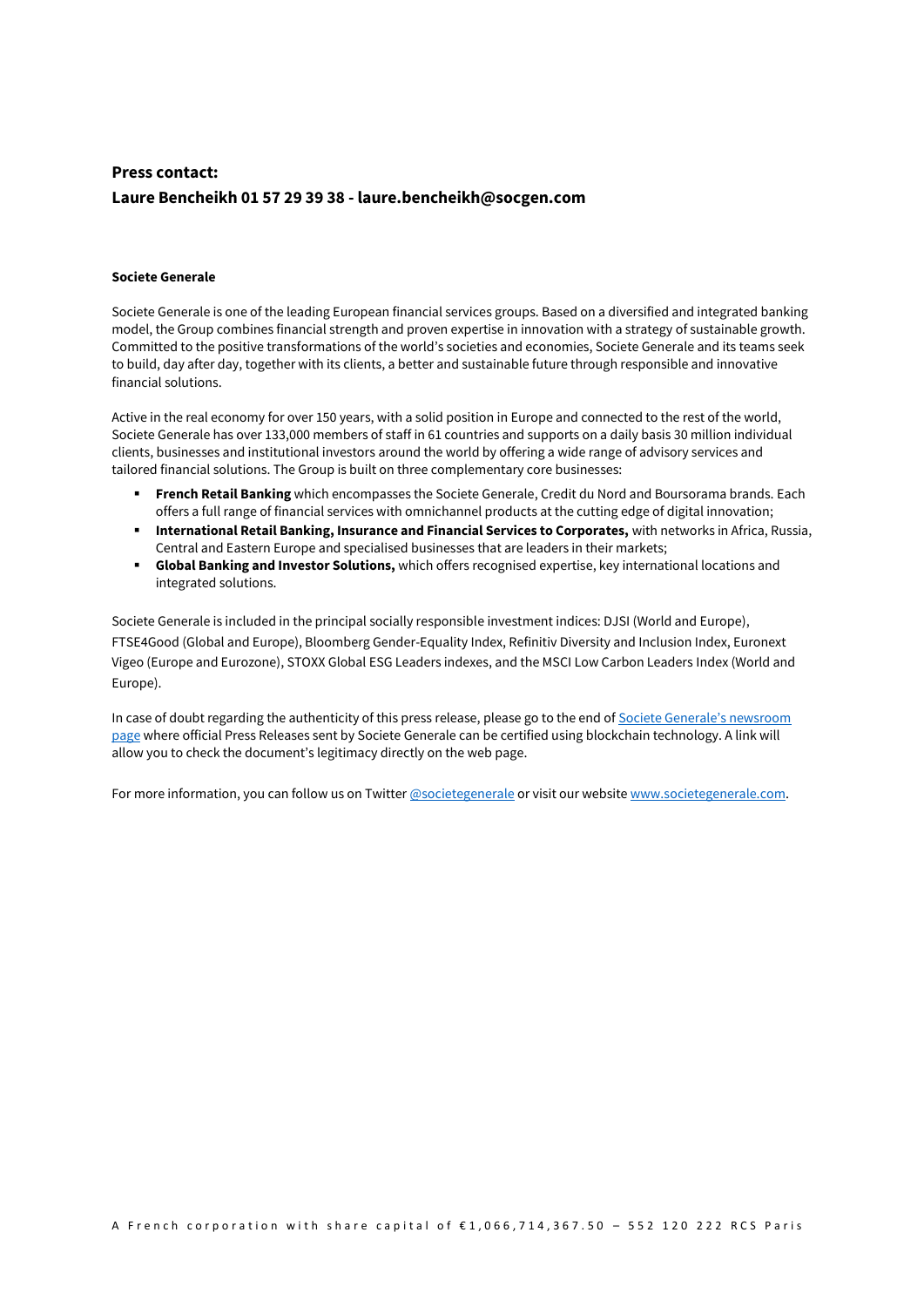**Press contact:**

**Laure Bencheikh 01 57 29 39 38 - laure.bencheikh@socgen.com**

**Societe Generale**

Societe Generale is one of the leading European financial services groups. Based on a diversified and integrated banking model, the Group combines financial strength and proven expertise in innovation with a strategy of sustainable growth. Committed to the positive transformations of the world's societies and economies, Societe Generale and its teams seek to build, day after day, together with its clients, a better and sustainable future through responsible and innovative financial solutions.

Active in the real economy for over 150 years, with a solid position in Europe and connected to the rest of the world, Societe Generale has over 133,000 members of staff in 61 countries and supports on a daily basis 30 million individual clients, businesses and institutional investors around the world by offering a wide range of advisory services and tailored financial solutions. The Group is built on three complementary core businesses:

- **French Retail Banking** which encompasses the Societe Generale, Credit du Nord and Boursorama brands. Each offers a full range of financial services with omnichannel products at the cutting edge of digital innovation;
- **International Retail Banking, Insurance and Financial Services to Corporates,** with networks in Africa, Russia, Central and Eastern Europe and specialised businesses that are leaders in their markets;
- **Global Banking and Investor Solutions,** which offers recognised expertise, key international locations and integrated solutions.

Societe Generale is included in the principal socially responsible investment indices: DJSI (World and Europe), FTSE4Good (Global and Europe), Bloomberg Gender-Equality Index, Refinitiv Diversity and Inclusion Index, Euronext Vigeo (Europe and Eurozone), STOXX Global ESG Leaders indexes, and the MSCI Low Carbon Leaders Index (World and Europe).

In case of doubt regarding the authenticity of this press release, please go to the end of Societe Generale's newsroom page where official Press Releases sent by Societe Generale can be certified using blockchain technology. A link will allow you to check the document's legitimacy directly on the web page.

For more information, you can follow us on Twitter @societegenerale or visit our website www.societegenerale.com.

A French corporation with share capital of €1,066,714,367.50 – 552 120 222 RCS Paris